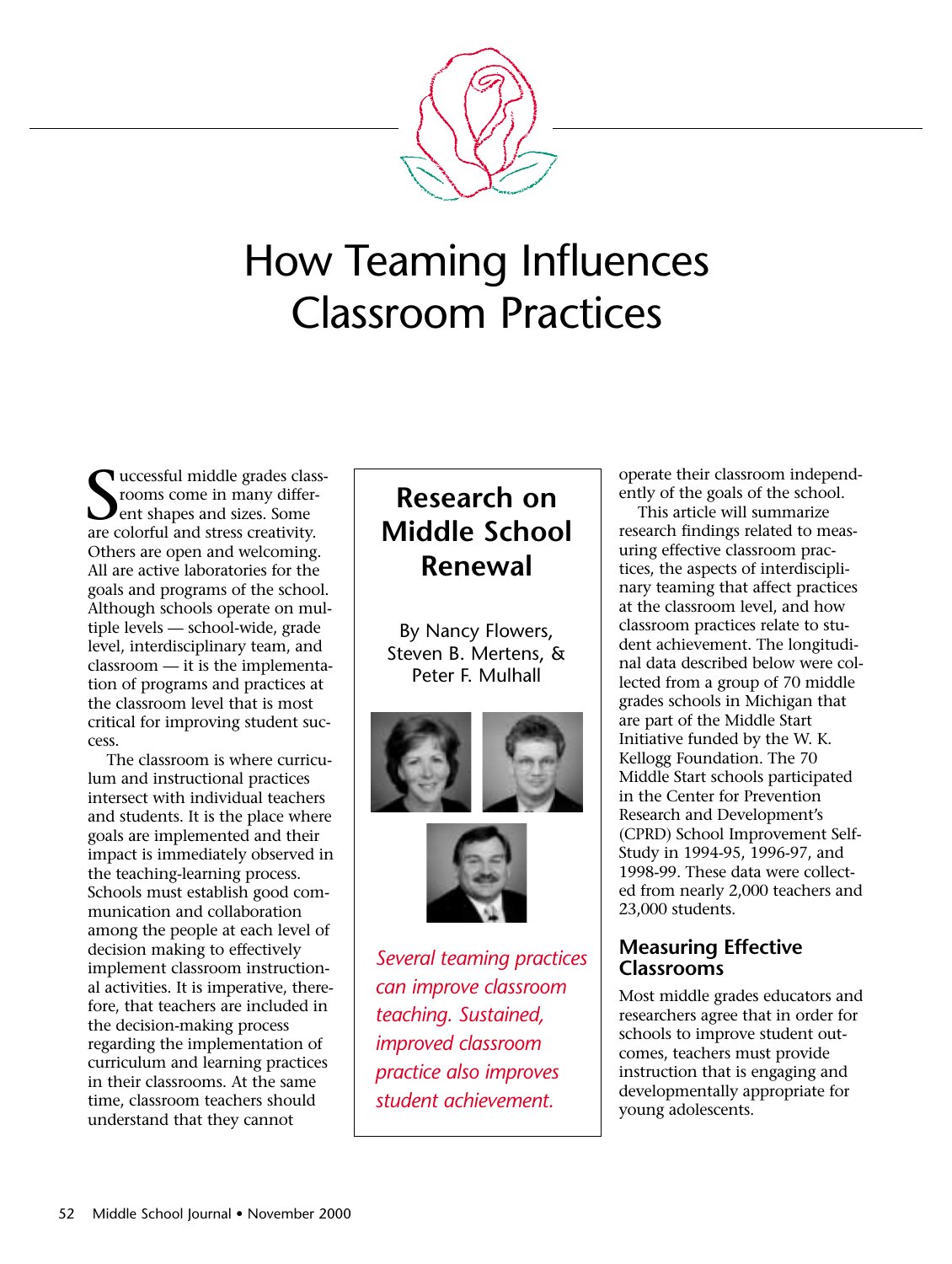# How Teaming Influences Classroom Practices

## Research on Middle School Renewal

By Nancy Flowers, Steven B. Mertens, & Peter F. Mulhall

*Several teaming practices can improve classroom teaching. Sustained, improved classroom practice also improves student achievement.*

Successful middle grades classrooms come in many different shapes and sizes. Some are colorful and stress creativity. Others are open and welcoming. All are active laboratories for the goals and programs of the school. Although schools operate on multiple levels — school-wide, grade level, interdisciplinary team, and classroom — it is the implementation of programs and practices at the classroom level that is most critical for improving student success.

The classroom is where curriculum and instructional practices intersect with individual teachers and students. It is the place where goals are implemented and their impact is immediately observed in the teaching-learning process. Schools must establish good communication and collaboration among the people at each level of decision making to effectively implement classroom instructional activities. It is imperative, therefore, that teachers are included in the decision-making process regarding the implementation of curriculum and learning practices in their classrooms. At the same time, classroom teachers should understand that they cannot operate their classroom independently of the goals of the school.

This article will summarize research findings related to measuring effective classroom practices, the aspects of interdisciplinary teaming that affect practices at the classroom level, and how classroom practices relate to student achievement. The longitudinal data described below were collected from a group of 70 middle grades schools in Michigan that are part of the Middle Start Initiative funded by the W. K. Kellogg Foundation. The 70 Middle Start schools participated in the Center for Prevention Research and Development's (CPRD) School Improvement Self-Study in 1994-95, 1996-97, and 1998-99. These data were collected from nearly 2,000 teachers and 23,000 students.

### Measuring Effective Classrooms

Most middle grades educators and researchers agree that in order for schools to improve student outcomes, teachers must provide instruction that is engaging and developmentally appropriate for young adolescents.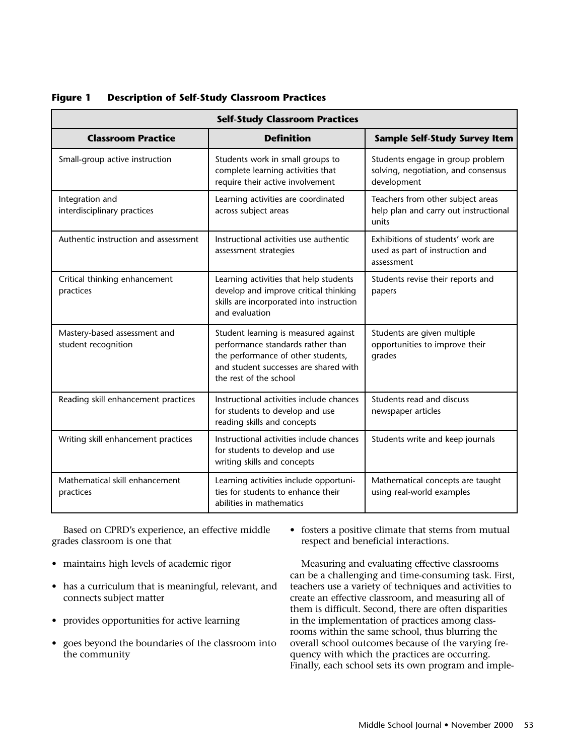**Figure 1 Description of Self-Study Classroom Practices**

| Self-Study Classroom Practices | | |
|---|---|---|
| **Classroom Practice** | **Definition** | **Sample Self-Study Survey Item** |
| Small-group active instruction | Students work in small groups to complete learning activities that require their active involvement | Students engage in group problem solving, negotiation, and consensus development |
| Integration and interdisciplinary practices | Learning activities are coordinated across subject areas | Teachers from other subject areas help plan and carry out instructional units |
| Authentic instruction and assessment | Instructional activities use authentic assessment strategies | Exhibitions of students' work are used as part of instruction and assessment |
| Critical thinking enhancement practices | Learning activities that help students develop and improve critical thinking skills are incorporated into instruction and evaluation | Students revise their reports and papers |
| Mastery-based assessment and student recognition | Student learning is measured against performance standards rather than the performance of other students, and student successes are shared with the rest of the school | Students are given multiple opportunities to improve their grades |
| Reading skill enhancement practices | Instructional activities include chances for students to develop and use reading skills and concepts | Students read and discuss newspaper articles |
| Writing skill enhancement practices | Instructional activities include chances for students to develop and use writing skills and concepts | Students write and keep journals |
| Mathematical skill enhancement practices | Learning activities include opportunities for students to enhance their abilities in mathematics | Mathematical concepts are taught using real-world examples |

Based on CPRD's experience, an effective middle grades classroom is one that

- maintains high levels of academic rigor
- has a curriculum that is meaningful, relevant, and connects subject matter
- provides opportunities for active learning
- goes beyond the boundaries of the classroom into the community
- fosters a positive climate that stems from mutual respect and beneficial interactions.

Measuring and evaluating effective classrooms can be a challenging and time-consuming task. First, teachers use a variety of techniques and activities to create an effective classroom, and measuring all of them is difficult. Second, there are often disparities in the implementation of practices among classrooms within the same school, thus blurring the overall school outcomes because of the varying frequency with which the practices are occurring. Finally, each school sets its own program and imple-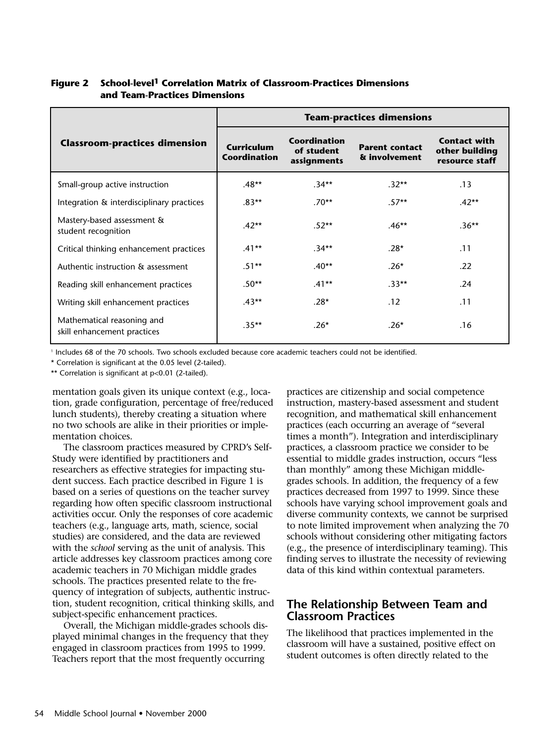**Figure 2 School-level[1] Correlation Matrix of Classroom-Practices Dimensions and Team-Practices Dimensions**

| Classroom-practices dimension | Team-practices dimensions | | | |
|---|---|---|---|---|
| | Curriculum Coordination | Coordination of student assignments | Parent contact & involvement | Contact with other building resource staff |
| Small-group active instruction | .48** | .34** | .32** | .13 |
| Integration & interdisciplinary practices | .83** | .70** | .57** | .42** |
| Mastery-based assessment & student recognition | .42** | .52** | .46** | .36** |
| Critical thinking enhancement practices | .41** | .34** | .28* | .11 |
| Authentic instruction & assessment | .51** | .40** | .26* | .22 |
| Reading skill enhancement practices | .50** | .41** | .33** | .24 |
| Writing skill enhancement practices | .43** | .28* | .12 | .11 |
| Mathematical reasoning and skill enhancement practices | .35** | .26* | .26* | .16 |

[1] Includes 68 of the 70 schools. Two schools excluded because core academic teachers could not be identified.

* Correlation is significant at the 0.05 level (2-tailed).

** Correlation is significant at $p<0.01$ (2-tailed).

mentation goals given its unique context (e.g., location, grade configuration, percentage of free/reduced lunch students), thereby creating a situation where no two schools are alike in their priorities or implementation choices.

The classroom practices measured by CPRD's Self-Study were identified by practitioners and researchers as effective strategies for impacting student success. Each practice described in Figure 1 is based on a series of questions on the teacher survey regarding how often specific classroom instructional activities occur. Only the responses of core academic teachers (e.g., language arts, math, science, social studies) are considered, and the data are reviewed with the *school* serving as the unit of analysis. This article addresses key classroom practices among core academic teachers in 70 Michigan middle grades schools. The practices presented relate to the frequency of integration of subjects, authentic instruction, student recognition, critical thinking skills, and subject-specific enhancement practices.

Overall, the Michigan middle-grades schools displayed minimal changes in the frequency that they engaged in classroom practices from 1995 to 1999. Teachers report that the most frequently occurring practices are citizenship and social competence instruction, mastery-based assessment and student recognition, and mathematical skill enhancement practices (each occurring an average of "several times a month"). Integration and interdisciplinary practices, a classroom practice we consider to be essential to middle grades instruction, occurs "less than monthly" among these Michigan middle-grades schools. In addition, the frequency of a few practices decreased from 1997 to 1999. Since these schools have varying school improvement goals and diverse community contexts, we cannot be surprised to note limited improvement when analyzing the 70 schools without considering other mitigating factors (e.g., the presence of interdisciplinary teaming). This finding serves to illustrate the necessity of reviewing data of this kind within contextual parameters.

## The Relationship Between Team and Classroom Practices

The likelihood that practices implemented in the classroom will have a sustained, positive effect on student outcomes is often directly related to the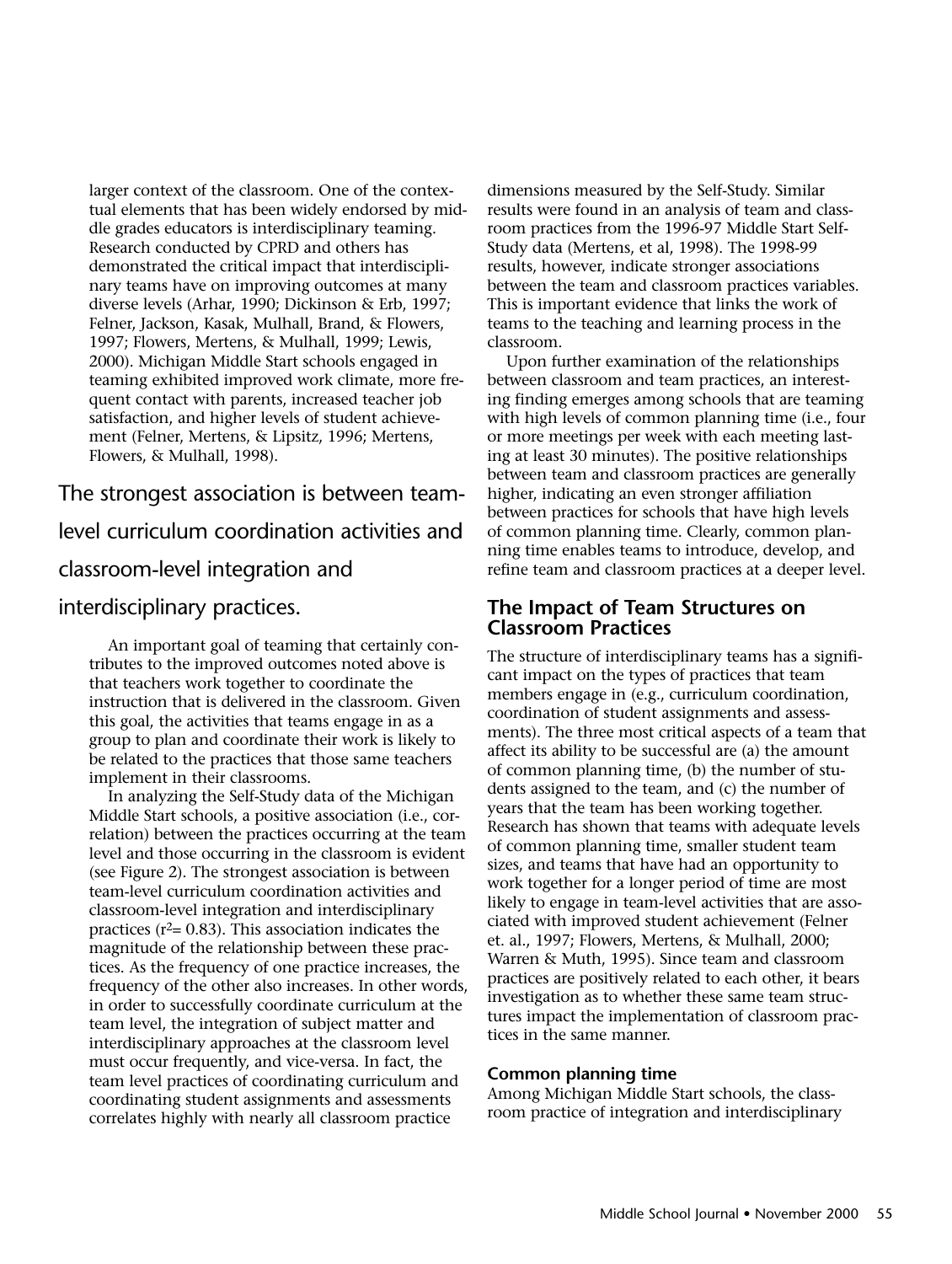larger context of the classroom. One of the contextual elements that has been widely endorsed by middle grades educators is interdisciplinary teaming. Research conducted by CPRD and others has demonstrated the critical impact that interdisciplinary teams have on improving outcomes at many diverse levels (Arhar, 1990; Dickinson & Erb, 1997; Felner, Jackson, Kasak, Mulhall, Brand, & Flowers, 1997; Flowers, Mertens, & Mulhall, 1999; Lewis, 2000). Michigan Middle Start schools engaged in teaming exhibited improved work climate, more frequent contact with parents, increased teacher job satisfaction, and higher levels of student achievement (Felner, Mertens, & Lipsitz, 1996; Mertens, Flowers, & Mulhall, 1998).

> The strongest association is between team-level curriculum coordination activities and classroom-level integration and interdisciplinary practices.

An important goal of teaming that certainly contributes to the improved outcomes noted above is that teachers work together to coordinate the instruction that is delivered in the classroom. Given this goal, the activities that teams engage in as a group to plan and coordinate their work is likely to be related to the practices that those same teachers implement in their classrooms.

In analyzing the Self-Study data of the Michigan Middle Start schools, a positive association (i.e., correlation) between the practices occurring at the team level and those occurring in the classroom is evident (see Figure 2). The strongest association is between team-level curriculum coordination activities and classroom-level integration and interdisciplinary practices ($r^2 = 0.83$). This association indicates the magnitude of the relationship between these practices. As the frequency of one practice increases, the frequency of the other also increases. In other words, in order to successfully coordinate curriculum at the team level, the integration of subject matter and interdisciplinary approaches at the classroom level must occur frequently, and vice-versa. In fact, the team level practices of coordinating curriculum and coordinating student assignments and assessments correlates highly with nearly all classroom practice dimensions measured by the Self-Study. Similar results were found in an analysis of team and classroom practices from the 1996-97 Middle Start Self-Study data (Mertens, et al, 1998). The 1998-99 results, however, indicate stronger associations between the team and classroom practices variables. This is important evidence that links the work of teams to the teaching and learning process in the classroom.

Upon further examination of the relationships between classroom and team practices, an interesting finding emerges among schools that are teaming with high levels of common planning time (i.e., four or more meetings per week with each meeting lasting at least 30 minutes). The positive relationships between team and classroom practices are generally higher, indicating an even stronger affiliation between practices for schools that have high levels of common planning time. Clearly, common planning time enables teams to introduce, develop, and refine team and classroom practices at a deeper level.

## The Impact of Team Structures on Classroom Practices

The structure of interdisciplinary teams has a significant impact on the types of practices that team members engage in (e.g., curriculum coordination, coordination of student assignments and assessments). The three most critical aspects of a team that affect its ability to be successful are (a) the amount of common planning time, (b) the number of students assigned to the team, and (c) the number of years that the team has been working together. Research has shown that teams with adequate levels of common planning time, smaller student team sizes, and teams that have had an opportunity to work together for a longer period of time are most likely to engage in team-level activities that are associated with improved student achievement (Felner et. al., 1997; Flowers, Mertens, & Mulhall, 2000; Warren & Muth, 1995). Since team and classroom practices are positively related to each other, it bears investigation as to whether these same team structures impact the implementation of classroom practices in the same manner.

### Common planning time

Among Michigan Middle Start schools, the classroom practice of integration and interdisciplinary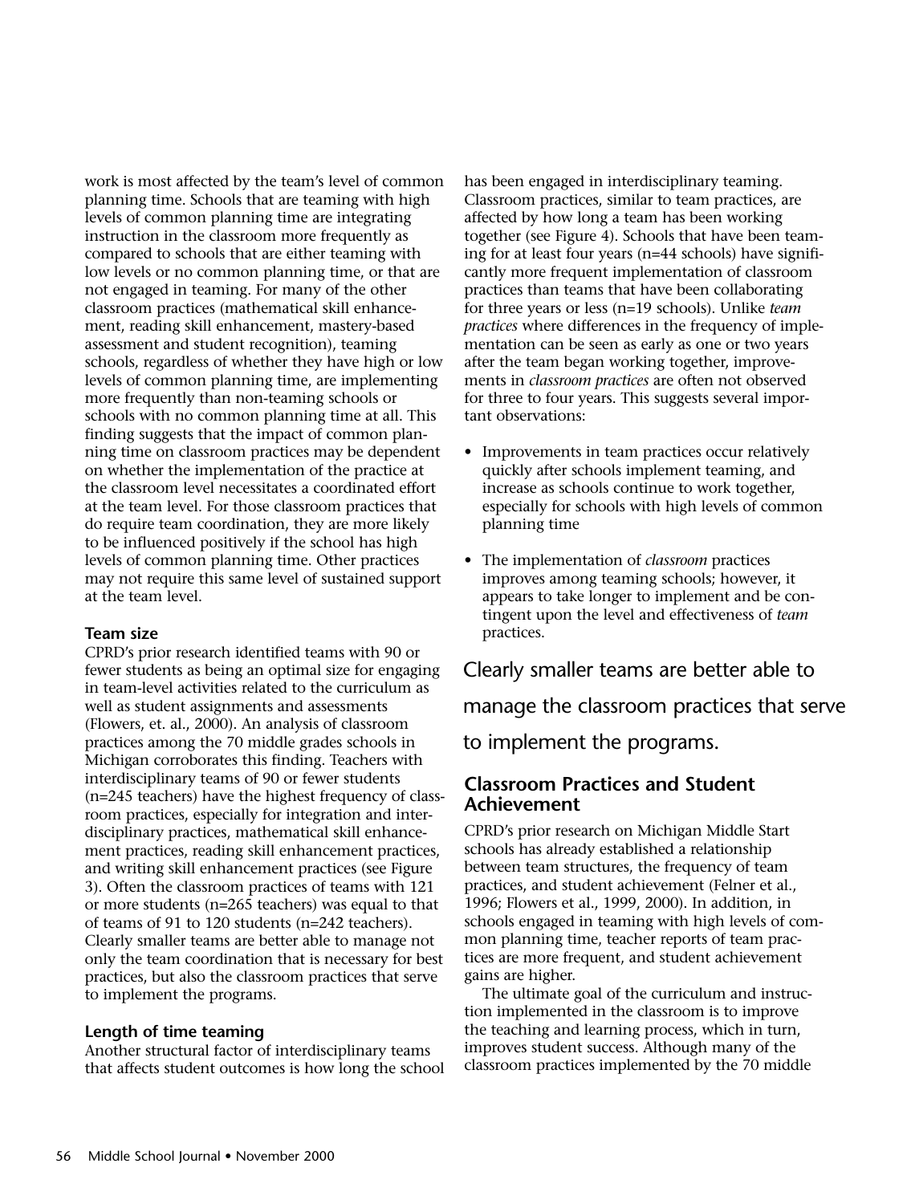work is most affected by the team's level of common planning time. Schools that are teaming with high levels of common planning time are integrating instruction in the classroom more frequently as compared to schools that are either teaming with low levels or no common planning time, or that are not engaged in teaming. For many of the other classroom practices (mathematical skill enhancement, reading skill enhancement, mastery-based assessment and student recognition), teaming schools, regardless of whether they have high or low levels of common planning time, are implementing more frequently than non-teaming schools or schools with no common planning time at all. This finding suggests that the impact of common planning time on classroom practices may be dependent on whether the implementation of the practice at the classroom level necessitates a coordinated effort at the team level. For those classroom practices that do require team coordination, they are more likely to be influenced positively if the school has high levels of common planning time. Other practices may not require this same level of sustained support at the team level.

#### Team size

CPRD's prior research identified teams with 90 or fewer students as being an optimal size for engaging in team-level activities related to the curriculum as well as student assignments and assessments (Flowers, et. al., 2000). An analysis of classroom practices among the 70 middle grades schools in Michigan corroborates this finding. Teachers with interdisciplinary teams of 90 or fewer students (n=245 teachers) have the highest frequency of classroom practices, especially for integration and interdisciplinary practices, mathematical skill enhancement practices, reading skill enhancement practices, and writing skill enhancement practices (see Figure 3). Often the classroom practices of teams with 121 or more students (n=265 teachers) was equal to that of teams of 91 to 120 students (n=242 teachers). Clearly smaller teams are better able to manage not only the team coordination that is necessary for best practices, but also the classroom practices that serve to implement the programs.

#### Length of time teaming

Another structural factor of interdisciplinary teams that affects student outcomes is how long the school has been engaged in interdisciplinary teaming. Classroom practices, similar to team practices, are affected by how long a team has been working together (see Figure 4). Schools that have been teaming for at least four years (n=44 schools) have significantly more frequent implementation of classroom practices than teams that have been collaborating for three years or less (n=19 schools). Unlike *team practices* where differences in the frequency of implementation can be seen as early as one or two years after the team began working together, improvements in *classroom practices* are often not observed for three to four years. This suggests several important observations:

- Improvements in team practices occur relatively quickly after schools implement teaming, and increase as schools continue to work together, especially for schools with high levels of common planning time
- The implementation of *classroom* practices improves among teaming schools; however, it appears to take longer to implement and be contingent upon the level and effectiveness of *team* practices.

Clearly smaller teams are better able to manage the classroom practices that serve to implement the programs.

### Classroom Practices and Student Achievement

CPRD's prior research on Michigan Middle Start schools has already established a relationship between team structures, the frequency of team practices, and student achievement (Felner et al., 1996; Flowers et al., 1999, 2000). In addition, in schools engaged in teaming with high levels of common planning time, teacher reports of team practices are more frequent, and student achievement gains are higher.

The ultimate goal of the curriculum and instruction implemented in the classroom is to improve the teaching and learning process, which in turn, improves student success. Although many of the classroom practices implemented by the 70 middle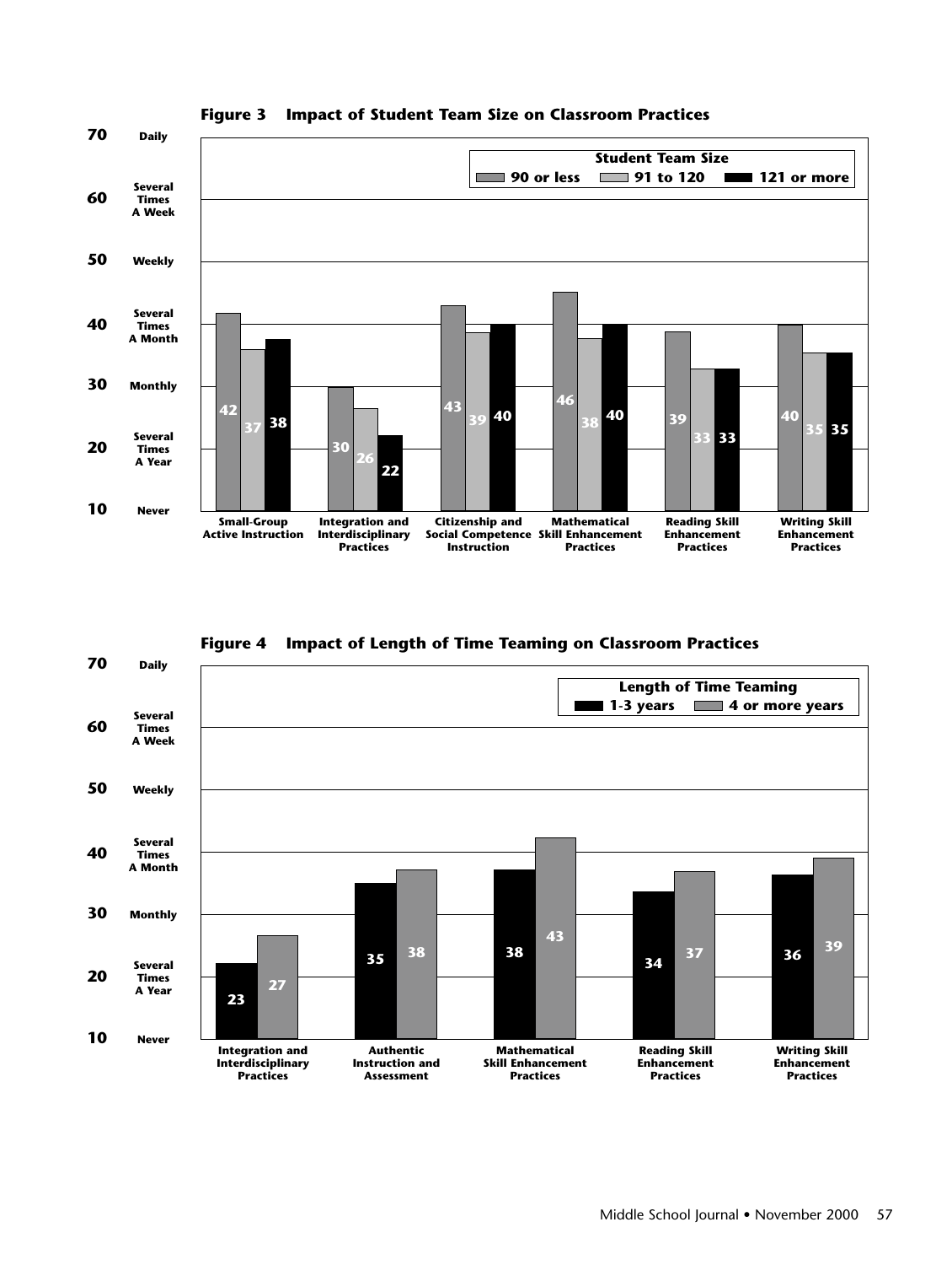**Figure 3 Impact of Student Team Size on Classroom Practices**

| Classroom Practice | 90 or less | 91 to 120 | 121 or more |
|---|---|---|---|
| Small-Group Active Instruction | 42 | 37 | 38 |
| Integration and Interdisciplinary Practices | 30 | 26 | 22 |
| Citizenship and Social Competence Instruction | 43 | 39 | 40 |
| Mathematical Skill Enhancement Practices | 46 | 38 | 40 |
| Reading Skill Enhancement Practices | 39 | 33 | 33 |
| Writing Skill Enhancement Practices | 40 | 35 | 35 |

Scale: 70 Daily; 60 Several Times A Week; 50 Weekly; 40 Several Times A Month; 30 Monthly; 20 Several Times A Year; 10 Never

**Figure 4 Impact of Length of Time Teaming on Classroom Practices**

| Classroom Practice | 1-3 years | 4 or more years |
|---|---|---|
| Integration and Interdisciplinary Practices | 23 | 27 |
| Authentic Instruction and Assessment | 35 | 38 |
| Mathematical Skill Enhancement Practices | 38 | 43 |
| Reading Skill Enhancement Practices | 34 | 37 |
| Writing Skill Enhancement Practices | 36 | 39 |

Scale: 70 Daily; 60 Several Times A Week; 50 Weekly; 40 Several Times A Month; 30 Monthly; 20 Several Times A Year; 10 Never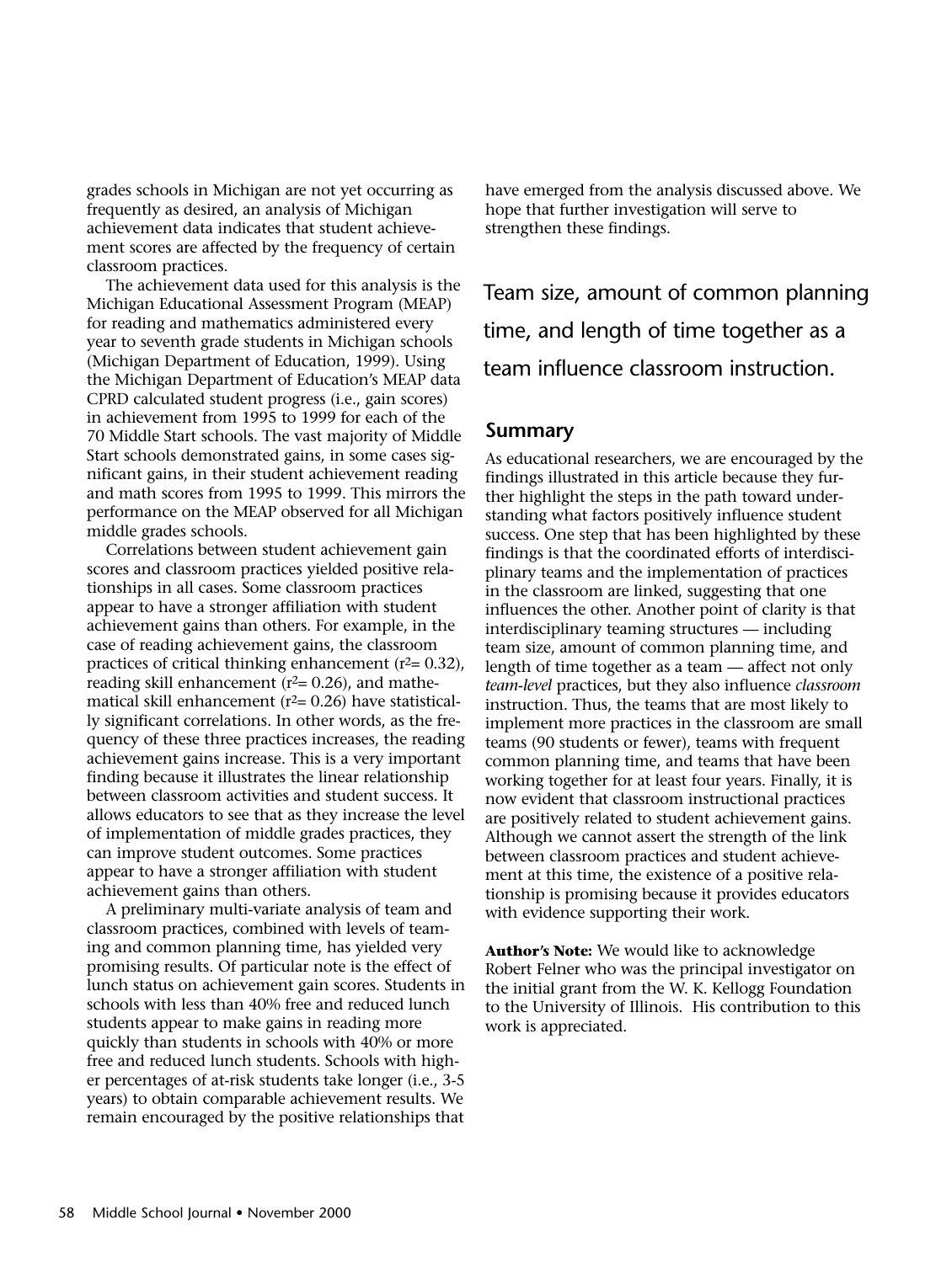grades schools in Michigan are not yet occurring as frequently as desired, an analysis of Michigan achievement data indicates that student achievement scores are affected by the frequency of certain classroom practices.

The achievement data used for this analysis is the Michigan Educational Assessment Program (MEAP) for reading and mathematics administered every year to seventh grade students in Michigan schools (Michigan Department of Education, 1999). Using the Michigan Department of Education's MEAP data CPRD calculated student progress (i.e., gain scores) in achievement from 1995 to 1999 for each of the 70 Middle Start schools. The vast majority of Middle Start schools demonstrated gains, in some cases significant gains, in their student achievement reading and math scores from 1995 to 1999. This mirrors the performance on the MEAP observed for all Michigan middle grades schools.

Correlations between student achievement gain scores and classroom practices yielded positive relationships in all cases. Some classroom practices appear to have a stronger affiliation with student achievement gains than others. For example, in the case of reading achievement gains, the classroom practices of critical thinking enhancement ($r^2 = 0.32$), reading skill enhancement ($r^2 = 0.26$), and mathematical skill enhancement ($r^2 = 0.26$) have statistically significant correlations. In other words, as the frequency of these three practices increases, the reading achievement gains increase. This is a very important finding because it illustrates the linear relationship between classroom activities and student success. It allows educators to see that as they increase the level of implementation of middle grades practices, they can improve student outcomes. Some practices appear to have a stronger affiliation with student achievement gains than others.

A preliminary multi-variate analysis of team and classroom practices, combined with levels of teaming and common planning time, has yielded very promising results. Of particular note is the effect of lunch status on achievement gain scores. Students in schools with less than 40% free and reduced lunch students appear to make gains in reading more quickly than students in schools with 40% or more free and reduced lunch students. Schools with higher percentages of at-risk students take longer (i.e., 3-5 years) to obtain comparable achievement results. We remain encouraged by the positive relationships that have emerged from the analysis discussed above. We hope that further investigation will serve to strengthen these findings.

Team size, amount of common planning time, and length of time together as a team influence classroom instruction.

## Summary

As educational researchers, we are encouraged by the findings illustrated in this article because they further highlight the steps in the path toward understanding what factors positively influence student success. One step that has been highlighted by these findings is that the coordinated efforts of interdisciplinary teams and the implementation of practices in the classroom are linked, suggesting that one influences the other. Another point of clarity is that interdisciplinary teaming structures — including team size, amount of common planning time, and length of time together as a team — affect not only *team-level* practices, but they also influence *classroom* instruction. Thus, the teams that are most likely to implement more practices in the classroom are small teams (90 students or fewer), teams with frequent common planning time, and teams that have been working together for at least four years. Finally, it is now evident that classroom instructional practices are positively related to student achievement gains. Although we cannot assert the strength of the link between classroom practices and student achievement at this time, the existence of a positive relationship is promising because it provides educators with evidence supporting their work.

**Author's Note:** We would like to acknowledge Robert Felner who was the principal investigator on the initial grant from the W. K. Kellogg Foundation to the University of Illinois. His contribution to this work is appreciated.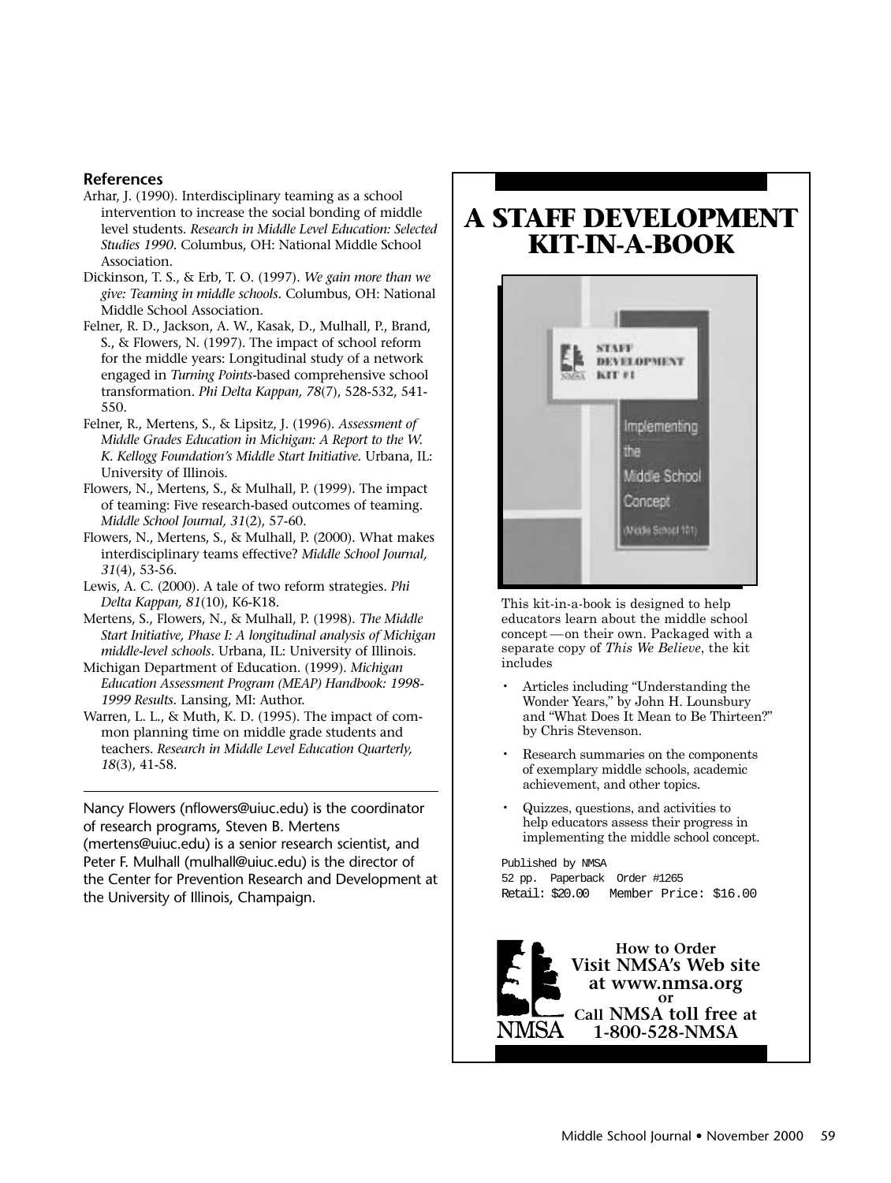## References

Arhar, J. (1990). Interdisciplinary teaming as a school intervention to increase the social bonding of middle level students. *Research in Middle Level Education: Selected Studies 1990*. Columbus, OH: National Middle School Association.

Dickinson, T. S., & Erb, T. O. (1997). *We gain more than we give: Teaming in middle schools*. Columbus, OH: National Middle School Association.

Felner, R. D., Jackson, A. W., Kasak, D., Mulhall, P., Brand, S., & Flowers, N. (1997). The impact of school reform for the middle years: Longitudinal study of a network engaged in *Turning Points*-based comprehensive school transformation. *Phi Delta Kappan, 78*(7), 528-532, 541-550.

Felner, R., Mertens, S., & Lipsitz, J. (1996). *Assessment of Middle Grades Education in Michigan: A Report to the W. K. Kellogg Foundation's Middle Start Initiative*. Urbana, IL: University of Illinois.

Flowers, N., Mertens, S., & Mulhall, P. (1999). The impact of teaming: Five research-based outcomes of teaming. *Middle School Journal, 31*(2), 57-60.

Flowers, N., Mertens, S., & Mulhall, P. (2000). What makes interdisciplinary teams effective? *Middle School Journal, 31*(4), 53-56.

Lewis, A. C. (2000). A tale of two reform strategies. *Phi Delta Kappan, 81*(10), K6-K18.

Mertens, S., Flowers, N., & Mulhall, P. (1998). *The Middle Start Initiative, Phase I: A longitudinal analysis of Michigan middle-level schools*. Urbana, IL: University of Illinois.

Michigan Department of Education. (1999). *Michigan Education Assessment Program (MEAP) Handbook: 1998-1999 Results*. Lansing, MI: Author.

Warren, L. L., & Muth, K. D. (1995). The impact of common planning time on middle grade students and teachers. *Research in Middle Level Education Quarterly, 18*(3), 41-58.

---

Nancy Flowers (nflowers@uiuc.edu) is the coordinator of research programs, Steven B. Mertens (mertens@uiuc.edu) is a senior research scientist, and Peter F. Mulhall (mulhall@uiuc.edu) is the director of the Center for Prevention Research and Development at the University of Illinois, Champaign.

# A STAFF DEVELOPMENT KIT-IN-A-BOOK

STAFF DEVELOPMENT KIT #1

Implementing the Middle School Concept

(Middle School 101)

This kit-in-a-book is designed to help educators learn about the middle school concept—on their own. Packaged with a separate copy of *This We Believe*, the kit includes

- Articles including "Understanding the Wonder Years," by John H. Lounsbury and "What Does It Mean to Be Thirteen?" by Chris Stevenson.
- Research summaries on the components of exemplary middle schools, academic achievement, and other topics.
- Quizzes, questions, and activities to help educators assess their progress in implementing the middle school concept.

Published by NMSA
52 pp. Paperback Order #1265
Retail: $20.00 Member Price: $16.00

**How to Order**
**Visit NMSA's Web site at www.nmsa.org**
**or**
**Call NMSA toll free at 1-800-528-NMSA**